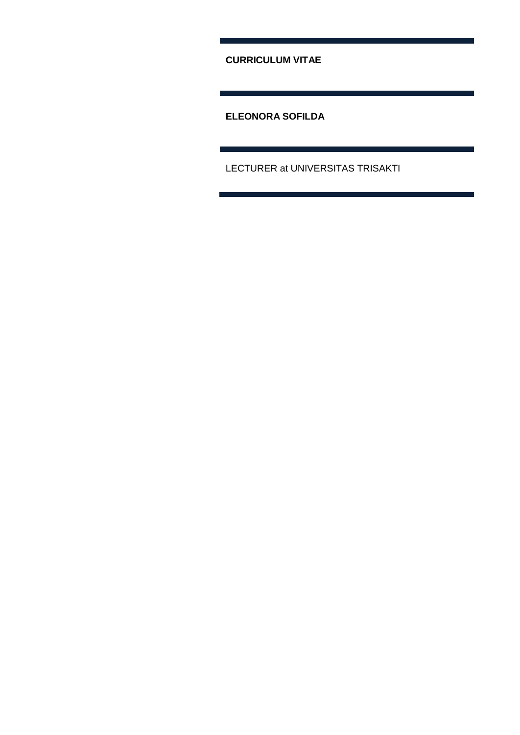**CURRICULUM VITAE**

---

**ELEONORA SOFILDA**

---

LECTURER at UNIVERSITAS TRISAKTI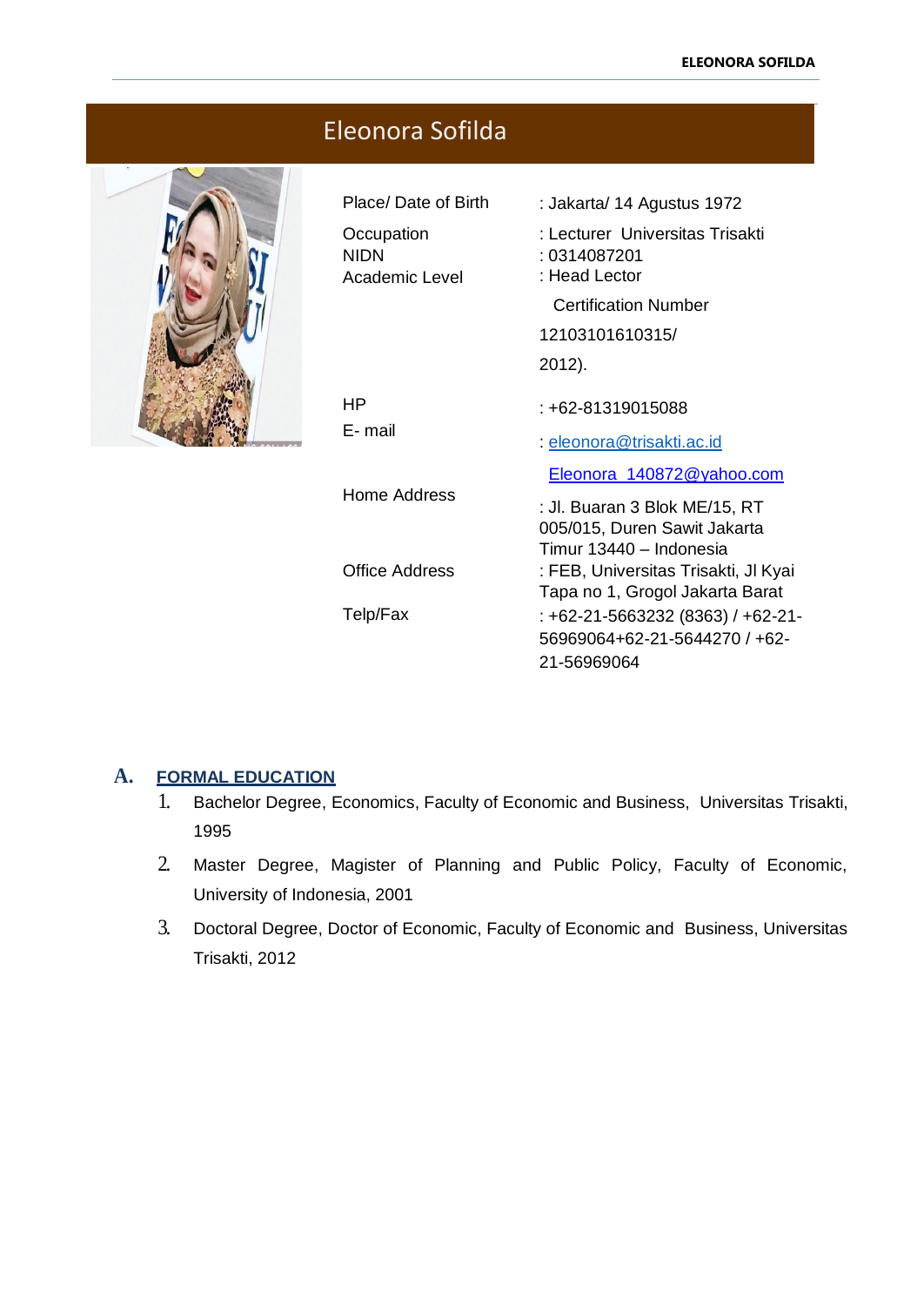# Eleonora Sofilda

| | |
|---|---|
| Place/ Date of Birth | : Jakarta/ 14 Agustus 1972 |
| Occupation | : Lecturer Universitas Trisakti |
| NIDN | : 0314087201 |
| Academic Level | : Head Lector<br>Certification Number<br>12103101610315/<br>2012). |
| HP | : +62-81319015088 |
| E- mail | : eleonora@trisakti.ac.id<br>Eleonora_140872@yahoo.com |
| Home Address | : Jl. Buaran 3 Blok ME/15, RT 005/015, Duren Sawit Jakarta Timur 13440 – Indonesia |
| Office Address | : FEB, Universitas Trisakti, Jl Kyai Tapa no 1, Grogol Jakarta Barat |
| Telp/Fax | : +62-21-5663232 (8363) / +62-21-56969064+62-21-5644270 / +62-21-56969064 |

## A. FORMAL EDUCATION

1. Bachelor Degree, Economics, Faculty of Economic and Business, Universitas Trisakti, 1995
2. Master Degree, Magister of Planning and Public Policy, Faculty of Economic, University of Indonesia, 2001
3. Doctoral Degree, Doctor of Economic, Faculty of Economic and Business, Universitas Trisakti, 2012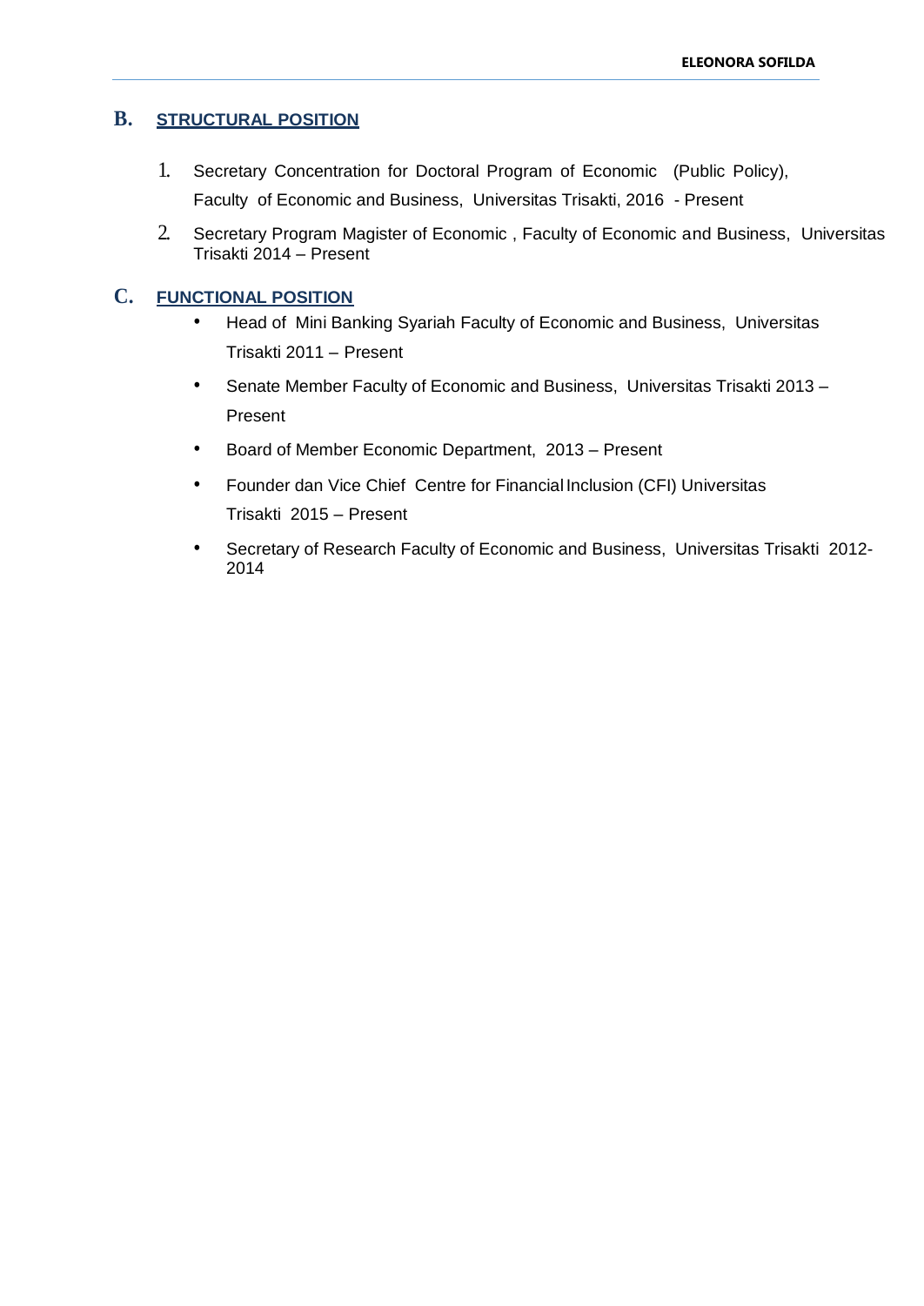## B. STRUCTURAL POSITION

1. Secretary Concentration for Doctoral Program of Economic (Public Policy), Faculty of Economic and Business, Universitas Trisakti, 2016 - Present
2. Secretary Program Magister of Economic , Faculty of Economic and Business, Universitas Trisakti 2014 – Present

## C. FUNCTIONAL POSITION

- Head of Mini Banking Syariah Faculty of Economic and Business, Universitas Trisakti 2011 – Present
- Senate Member Faculty of Economic and Business, Universitas Trisakti 2013 – Present
- Board of Member Economic Department, 2013 – Present
- Founder dan Vice Chief Centre for Financial Inclusion (CFI) Universitas Trisakti 2015 – Present
- Secretary of Research Faculty of Economic and Business, Universitas Trisakti 2012-2014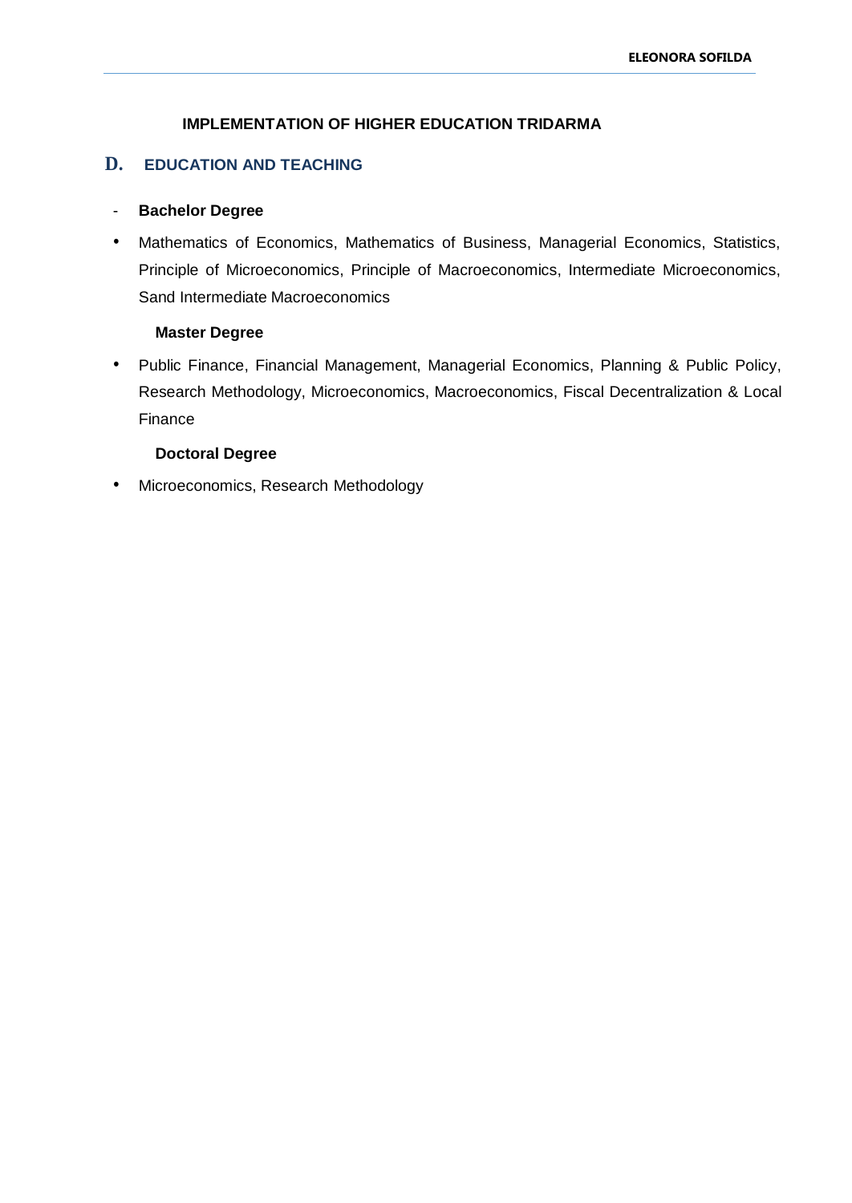## IMPLEMENTATION OF HIGHER EDUCATION TRIDARMA

## D. EDUCATION AND TEACHING

- **Bachelor Degree**

- Mathematics of Economics, Mathematics of Business, Managerial Economics, Statistics, Principle of Microeconomics, Principle of Macroeconomics, Intermediate Microeconomics, Sand Intermediate Macroeconomics

**Master Degree**

- Public Finance, Financial Management, Managerial Economics, Planning & Public Policy, Research Methodology, Microeconomics, Macroeconomics, Fiscal Decentralization & Local Finance

**Doctoral Degree**

- Microeconomics, Research Methodology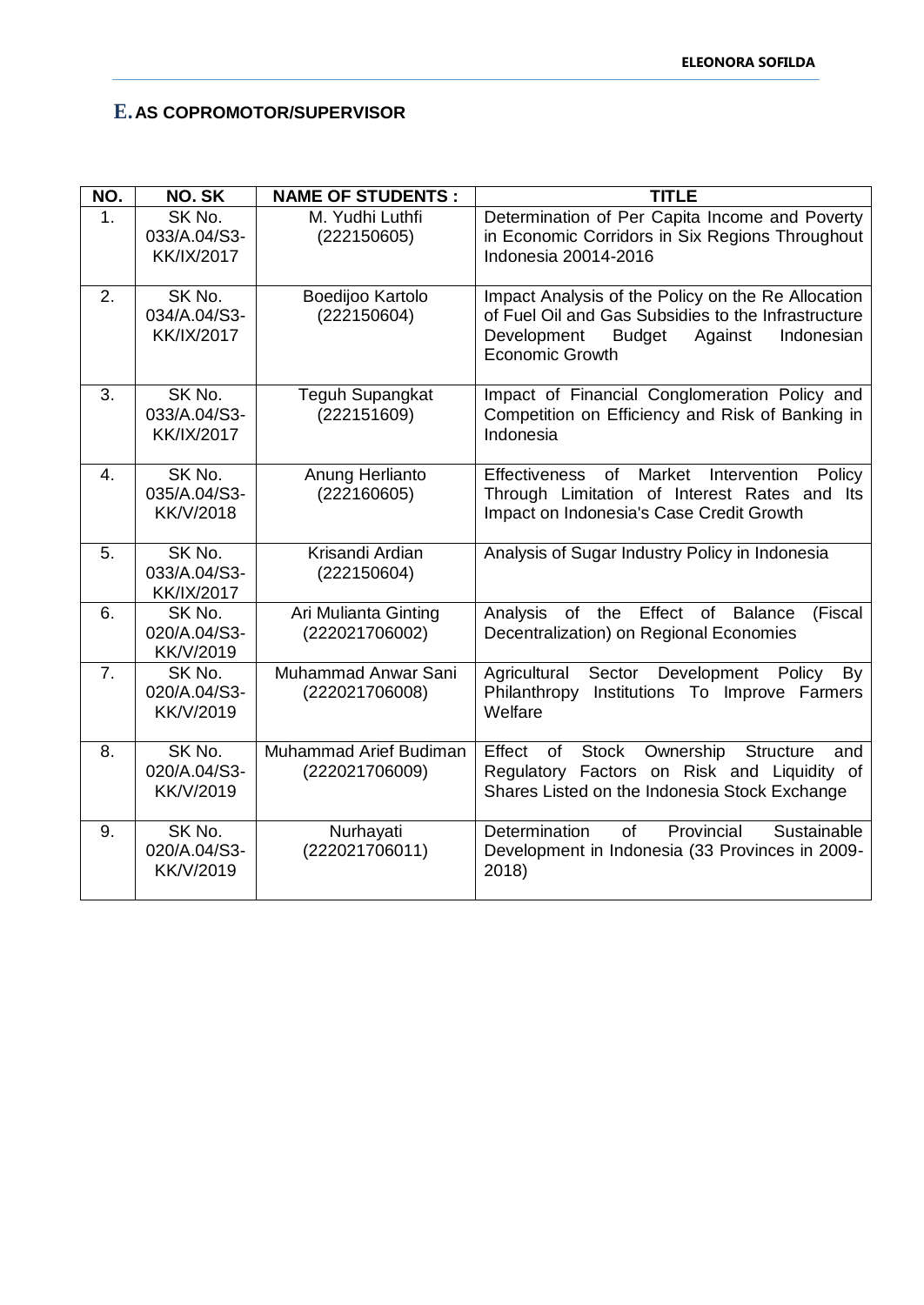## E. AS COPROMOTOR/SUPERVISOR

| NO. | NO. SK | NAME OF STUDENTS : | TITLE |
|---|---|---|---|
| 1. | SK No. 033/A.04/S3-KK/IX/2017 | M. Yudhi Luthfi (222150605) | Determination of Per Capita Income and Poverty in Economic Corridors in Six Regions Throughout Indonesia 20014-2016 |
| 2. | SK No. 034/A.04/S3-KK/IX/2017 | Boedijoo Kartolo (222150604) | Impact Analysis of the Policy on the Re Allocation of Fuel Oil and Gas Subsidies to the Infrastructure Development Budget Against Indonesian Economic Growth |
| 3. | SK No. 033/A.04/S3-KK/IX/2017 | Teguh Supangkat (222151609) | Impact of Financial Conglomeration Policy and Competition on Efficiency and Risk of Banking in Indonesia |
| 4. | SK No. 035/A.04/S3-KK/V/2018 | Anung Herlianto (222160605) | Effectiveness of Market Intervention Policy Through Limitation of Interest Rates and Its Impact on Indonesia's Case Credit Growth |
| 5. | SK No. 033/A.04/S3-KK/IX/2017 | Krisandi Ardian (222150604) | Analysis of Sugar Industry Policy in Indonesia |
| 6. | SK No. 020/A.04/S3-KK/V/2019 | Ari Mulianta Ginting (222021706002) | Analysis of the Effect of Balance (Fiscal Decentralization) on Regional Economies |
| 7. | SK No. 020/A.04/S3-KK/V/2019 | Muhammad Anwar Sani (222021706008) | Agricultural Sector Development Policy By Philanthropy Institutions To Improve Farmers Welfare |
| 8. | SK No. 020/A.04/S3-KK/V/2019 | Muhammad Arief Budiman (222021706009) | Effect of Stock Ownership Structure and Regulatory Factors on Risk and Liquidity of Shares Listed on the Indonesia Stock Exchange |
| 9. | SK No. 020/A.04/S3-KK/V/2019 | Nurhayati (222021706011) | Determination of Provincial Sustainable Development in Indonesia (33 Provinces in 2009-2018) |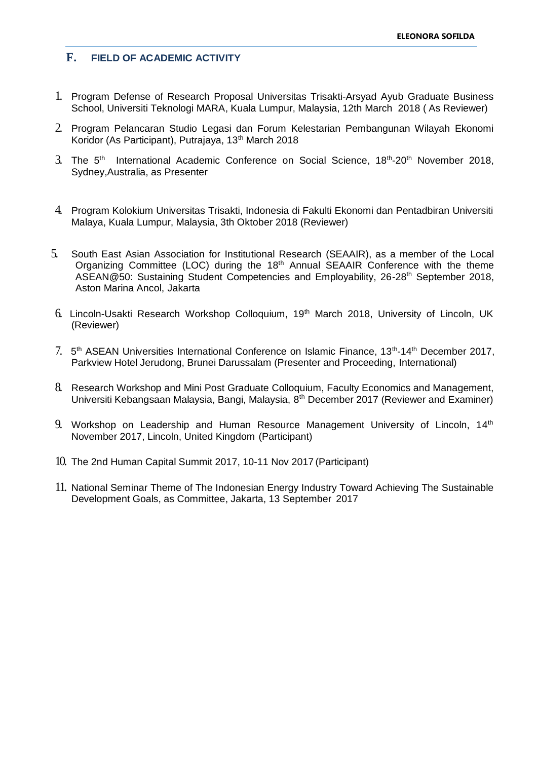## F. FIELD OF ACADEMIC ACTIVITY

1. Program Defense of Research Proposal Universitas Trisakti-Arsyad Ayub Graduate Business School, Universiti Teknologi MARA, Kuala Lumpur, Malaysia, 12th March 2018 ( As Reviewer)
2. Program Pelancaran Studio Legasi dan Forum Kelestarian Pembangunan Wilayah Ekonomi Koridor (As Participant), Putrajaya, 13th March 2018
3. The 5th International Academic Conference on Social Science, 18th-20th November 2018, Sydney,Australia, as Presenter
4. Program Kolokium Universitas Trisakti, Indonesia di Fakulti Ekonomi dan Pentadbiran Universiti Malaya, Kuala Lumpur, Malaysia, 3th Oktober 2018 (Reviewer)
5. South East Asian Association for Institutional Research (SEAAIR), as a member of the Local Organizing Committee (LOC) during the 18th Annual SEAAIR Conference with the theme ASEAN@50: Sustaining Student Competencies and Employability, 26-28th September 2018, Aston Marina Ancol, Jakarta
6. Lincoln-Usakti Research Workshop Colloquium, 19th March 2018, University of Lincoln, UK (Reviewer)
7. 5th ASEAN Universities International Conference on Islamic Finance, 13th-14th December 2017, Parkview Hotel Jerudong, Brunei Darussalam (Presenter and Proceeding, International)
8. Research Workshop and Mini Post Graduate Colloquium, Faculty Economics and Management, Universiti Kebangsaan Malaysia, Bangi, Malaysia, 8th December 2017 (Reviewer and Examiner)
9. Workshop on Leadership and Human Resource Management University of Lincoln, 14th November 2017, Lincoln, United Kingdom (Participant)
10. The 2nd Human Capital Summit 2017, 10-11 Nov 2017 (Participant)
11. National Seminar Theme of The Indonesian Energy Industry Toward Achieving The Sustainable Development Goals, as Committee, Jakarta, 13 September 2017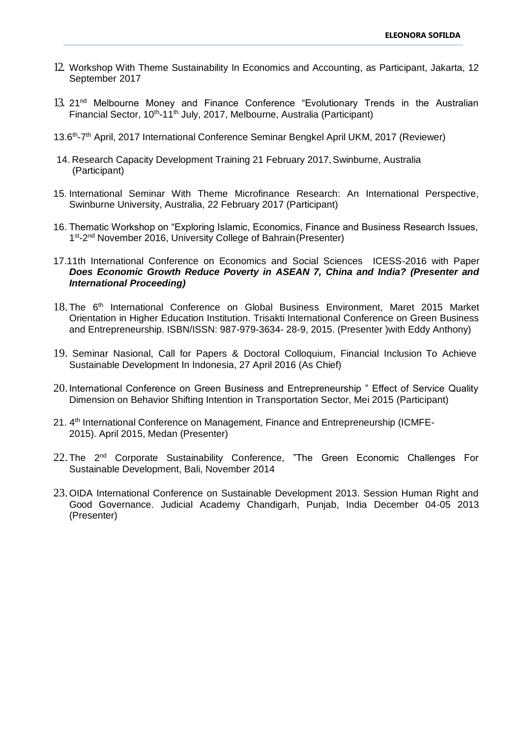12. Workshop With Theme Sustainability In Economics and Accounting, as Participant, Jakarta, 12 September 2017

13. 21nd Melbourne Money and Finance Conference "Evolutionary Trends in the Australian Financial Sector, 10th-11th July, 2017, Melbourne, Australia (Participant)

13.6th-7th April, 2017 International Conference Seminar Bengkel April UKM, 2017 (Reviewer)

14. Research Capacity Development Training 21 February 2017, Swinburne, Australia (Participant)

15. International Seminar With Theme Microfinance Research: An International Perspective, Swinburne University, Australia, 22 February 2017 (Participant)

16. Thematic Workshop on "Exploring Islamic, Economics, Finance and Business Research Issues, 1st-2nd November 2016, University College of Bahrain (Presenter)

17.11th International Conference on Economics and Social Sciences ICESS-2016 with Paper ***Does Economic Growth Reduce Poverty in ASEAN 7, China and India? (Presenter and International Proceeding)***

18. The 6th International Conference on Global Business Environment, Maret 2015 Market Orientation in Higher Education Institution. Trisakti International Conference on Green Business and Entrepreneurship. ISBN/ISSN: 987-979-3634- 28-9, 2015. (Presenter )with Eddy Anthony)

19. Seminar Nasional, Call for Papers & Doctoral Colloquium, Financial Inclusion To Achieve Sustainable Development In Indonesia, 27 April 2016 (As Chief)

20. International Conference on Green Business and Entrepreneurship " Effect of Service Quality Dimension on Behavior Shifting Intention in Transportation Sector, Mei 2015 (Participant)

21. 4th International Conference on Management, Finance and Entrepreneurship (ICMFE-2015). April 2015, Medan (Presenter)

22. The 2nd Corporate Sustainability Conference, "The Green Economic Challenges For Sustainable Development, Bali, November 2014

23. OIDA International Conference on Sustainable Development 2013. Session Human Right and Good Governance. Judicial Academy Chandigarh, Punjab, India December 04-05 2013 (Presenter)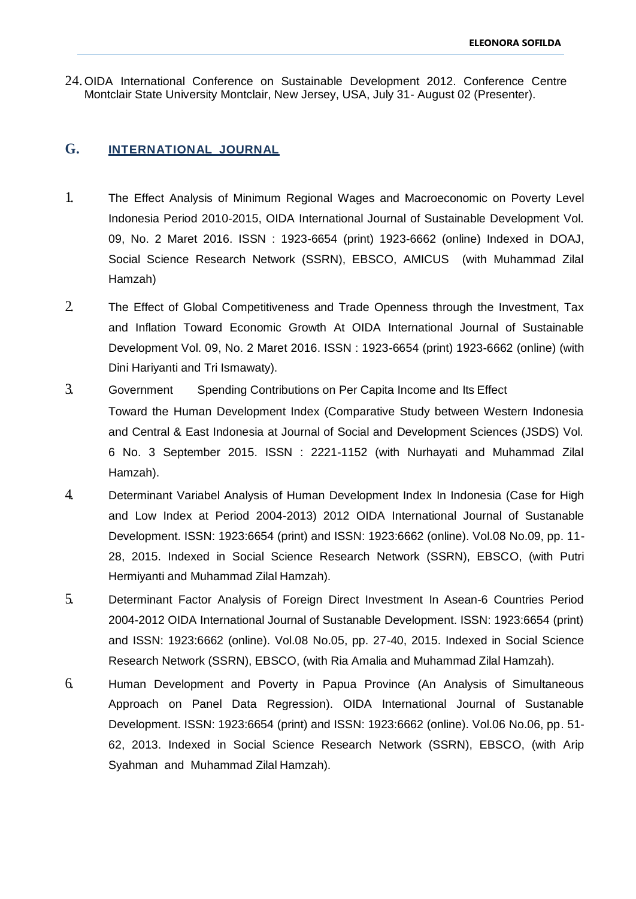24. OIDA International Conference on Sustainable Development 2012. Conference Centre Montclair State University Montclair, New Jersey, USA, July 31- August 02 (Presenter).

## G. INTERNATIONAL JOURNAL

1. The Effect Analysis of Minimum Regional Wages and Macroeconomic on Poverty Level Indonesia Period 2010-2015, OIDA International Journal of Sustainable Development Vol. 09, No. 2 Maret 2016. ISSN : 1923-6654 (print) 1923-6662 (online) Indexed in DOAJ, Social Science Research Network (SSRN), EBSCO, AMICUS (with Muhammad Zilal Hamzah)
2. The Effect of Global Competitiveness and Trade Openness through the Investment, Tax and Inflation Toward Economic Growth At OIDA International Journal of Sustainable Development Vol. 09, No. 2 Maret 2016. ISSN : 1923-6654 (print) 1923-6662 (online) (with Dini Hariyanti and Tri Ismawaty).
3. Government Spending Contributions on Per Capita Income and Its Effect Toward the Human Development Index (Comparative Study between Western Indonesia and Central & East Indonesia at Journal of Social and Development Sciences (JSDS) Vol. 6 No. 3 September 2015. ISSN : 2221-1152 (with Nurhayati and Muhammad Zilal Hamzah).
4. Determinant Variabel Analysis of Human Development Index In Indonesia (Case for High and Low Index at Period 2004-2013) 2012 OIDA International Journal of Sustanable Development. ISSN: 1923:6654 (print) and ISSN: 1923:6662 (online). Vol.08 No.09, pp. 11-28, 2015. Indexed in Social Science Research Network (SSRN), EBSCO, (with Putri Hermiyanti and Muhammad Zilal Hamzah).
5. Determinant Factor Analysis of Foreign Direct Investment In Asean-6 Countries Period 2004-2012 OIDA International Journal of Sustanable Development. ISSN: 1923:6654 (print) and ISSN: 1923:6662 (online). Vol.08 No.05, pp. 27-40, 2015. Indexed in Social Science Research Network (SSRN), EBSCO, (with Ria Amalia and Muhammad Zilal Hamzah).
6. Human Development and Poverty in Papua Province (An Analysis of Simultaneous Approach on Panel Data Regression). OIDA International Journal of Sustanable Development. ISSN: 1923:6654 (print) and ISSN: 1923:6662 (online). Vol.06 No.06, pp. 51-62, 2013. Indexed in Social Science Research Network (SSRN), EBSCO, (with Arip Syahman and Muhammad Zilal Hamzah).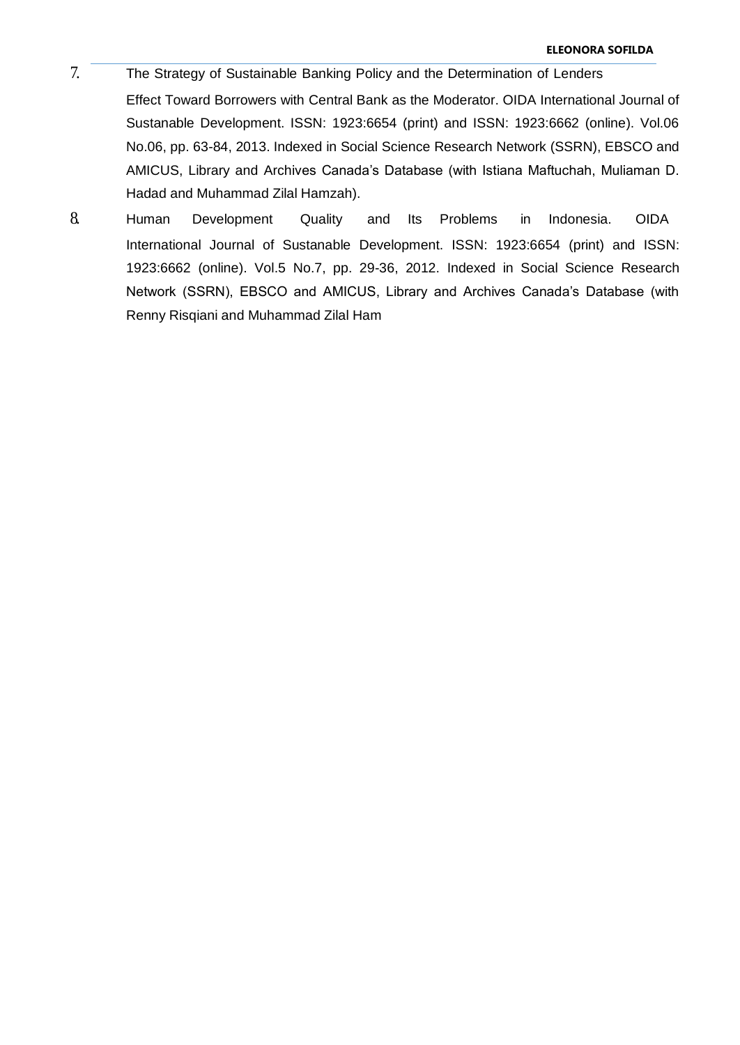7. The Strategy of Sustainable Banking Policy and the Determination of Lenders Effect Toward Borrowers with Central Bank as the Moderator. OIDA International Journal of Sustanable Development. ISSN: 1923:6654 (print) and ISSN: 1923:6662 (online). Vol.06 No.06, pp. 63-84, 2013. Indexed in Social Science Research Network (SSRN), EBSCO and AMICUS, Library and Archives Canada's Database (with Istiana Maftuchah, Muliaman D. Hadad and Muhammad Zilal Hamzah).

8. Human Development Quality and Its Problems in Indonesia. OIDA International Journal of Sustanable Development. ISSN: 1923:6654 (print) and ISSN: 1923:6662 (online). Vol.5 No.7, pp. 29-36, 2012. Indexed in Social Science Research Network (SSRN), EBSCO and AMICUS, Library and Archives Canada's Database (with Renny Risqiani and Muhammad Zilal Ham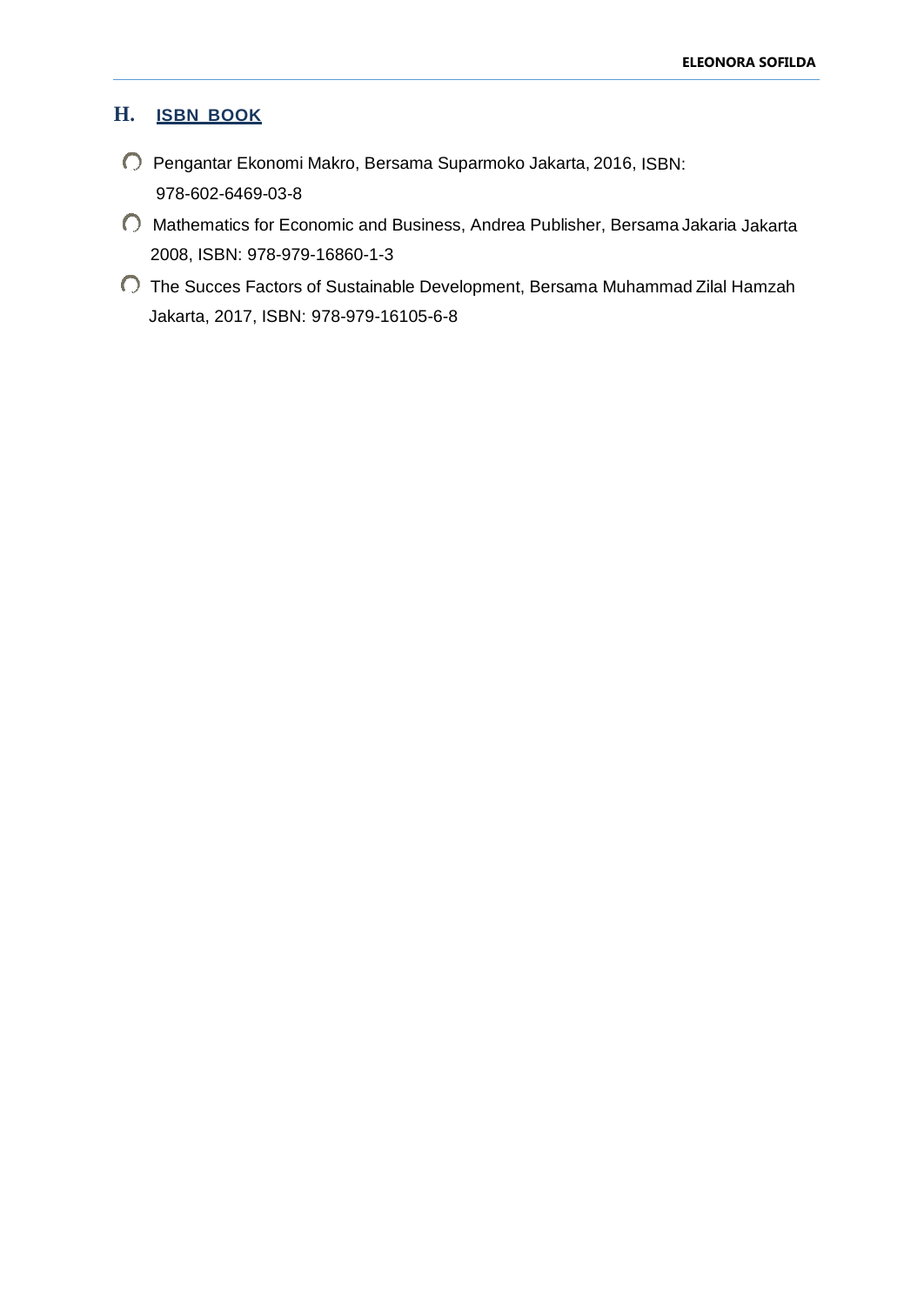## H. ISBN BOOK

- Pengantar Ekonomi Makro, Bersama Suparmoko Jakarta, 2016, ISBN: 978-602-6469-03-8
- Mathematics for Economic and Business, Andrea Publisher, Bersama Jakaria Jakarta 2008, ISBN: 978-979-16860-1-3
- The Succes Factors of Sustainable Development, Bersama Muhammad Zilal Hamzah Jakarta, 2017, ISBN: 978-979-16105-6-8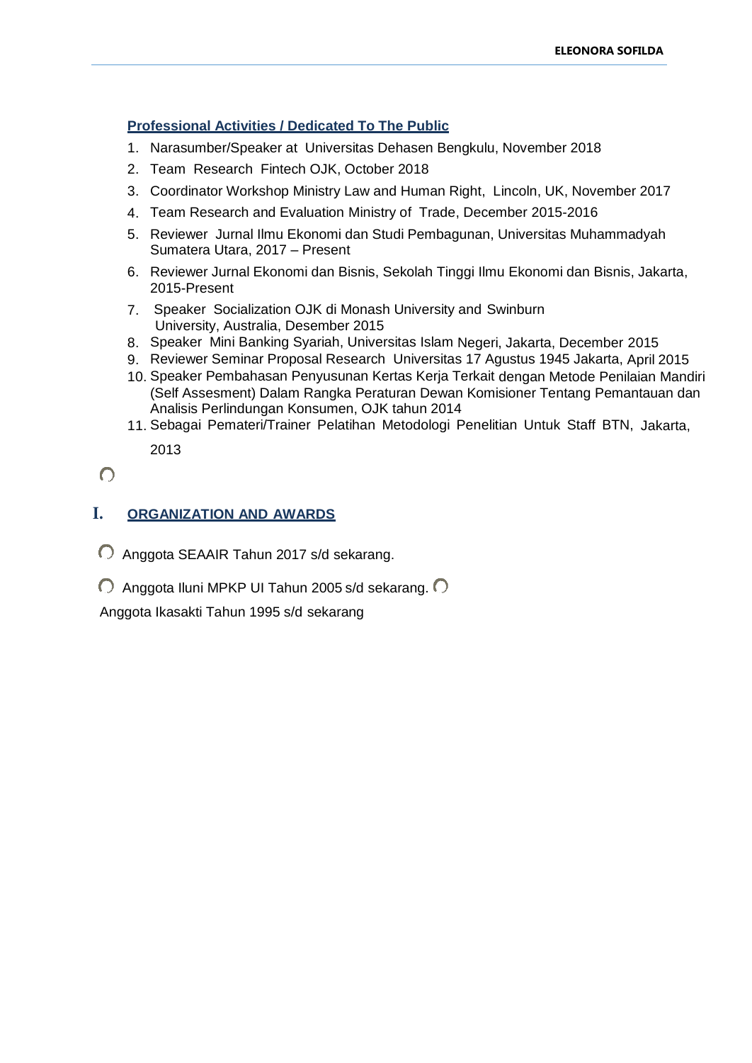### Professional Activities / Dedicated To The Public

1. Narasumber/Speaker at Universitas Dehasen Bengkulu, November 2018
2. Team Research Fintech OJK, October 2018
3. Coordinator Workshop Ministry Law and Human Right, Lincoln, UK, November 2017
4. Team Research and Evaluation Ministry of Trade, December 2015-2016
5. Reviewer Jurnal Ilmu Ekonomi dan Studi Pembagunan, Universitas Muhammadyah Sumatera Utara, 2017 – Present
6. Reviewer Jurnal Ekonomi dan Bisnis, Sekolah Tinggi Ilmu Ekonomi dan Bisnis, Jakarta, 2015-Present
7. Speaker Socialization OJK di Monash University and Swinburn University, Australia, Desember 2015
8. Speaker Mini Banking Syariah, Universitas Islam Negeri, Jakarta, December 2015
9. Reviewer Seminar Proposal Research Universitas 17 Agustus 1945 Jakarta, April 2015
10. Speaker Pembahasan Penyusunan Kertas Kerja Terkait dengan Metode Penilaian Mandiri (Self Assesment) Dalam Rangka Peraturan Dewan Komisioner Tentang Pemantauan dan Analisis Perlindungan Konsumen, OJK tahun 2014
11. Sebagai Pemateri/Trainer Pelatihan Metodologi Penelitian Untuk Staff BTN, Jakarta, 2013

## I. ORGANIZATION AND AWARDS

- Anggota SEAAIR Tahun 2017 s/d sekarang.
- Anggota Iluni MPKP UI Tahun 2005 s/d sekarang.
- Anggota Ikasakti Tahun 1995 s/d sekarang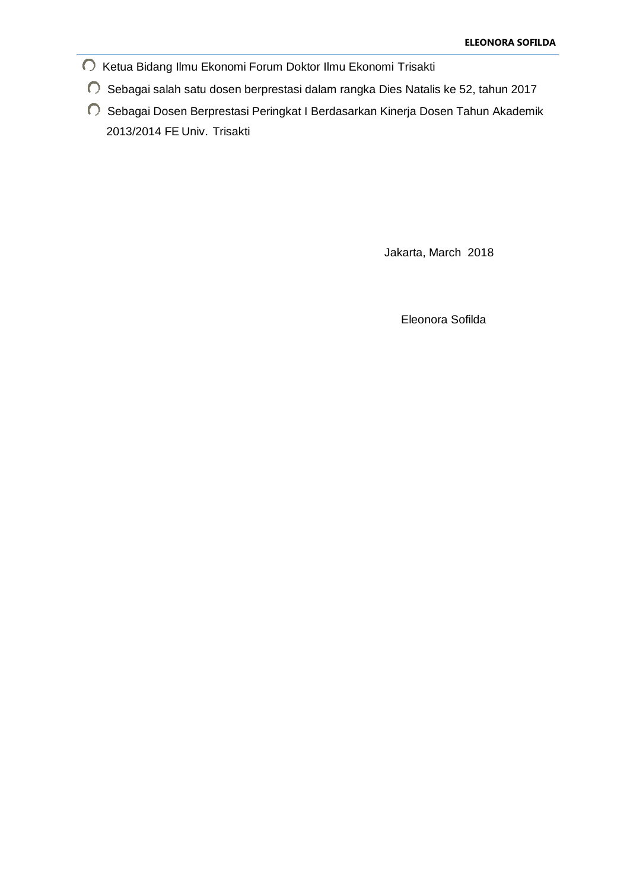- Ketua Bidang Ilmu Ekonomi Forum Doktor Ilmu Ekonomi Trisakti
- Sebagai salah satu dosen berprestasi dalam rangka Dies Natalis ke 52, tahun 2017
- Sebagai Dosen Berprestasi Peringkat I Berdasarkan Kinerja Dosen Tahun Akademik 2013/2014 FE Univ. Trisakti

Jakarta, March 2018

Eleonora Sofilda